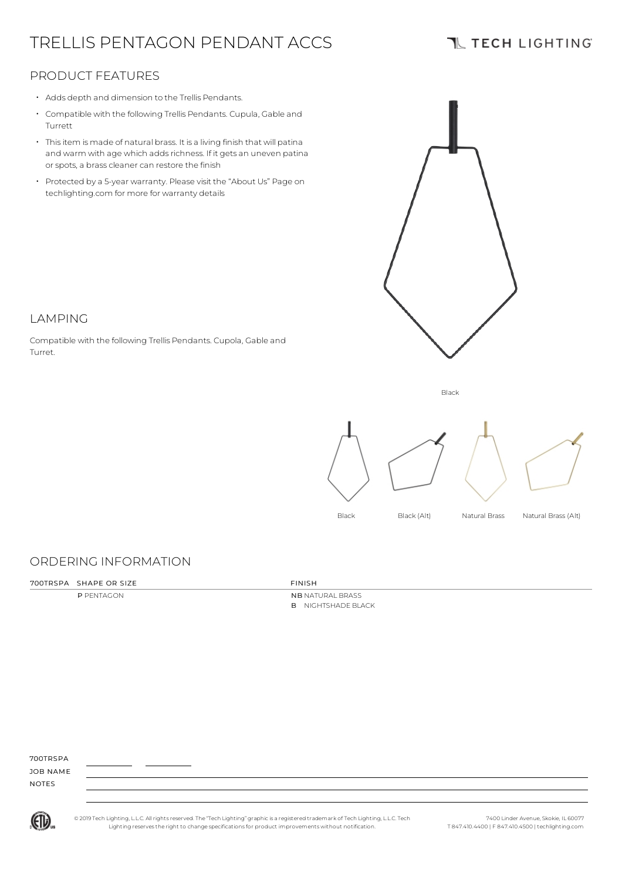# TRELLIS PENTAGON PENDANT ACCS

TECH LIGHTING

## PRODUCT FEATURES

- Adds depth and dimension to the Trellis Pendants.
- Compatible with the following Trellis Pendants. Cupula, Gable and Turrett
- This item is made of natural brass. It is a living finish that will patina and warm with age which adds richness. If it gets an uneven patina or spots, a brass cleaner can restore the finish
- Protected by a 5-year warranty. Please visit the "About Us" Page on techlighting.com for more for warranty details

## LAMPING

Compatible with the following Trellis Pendants. Cupola, Gable and Turret.

Black

Black | Black (Alt) | Natural Brass | Natural Brass (Alt)

## ORDERING INFORMATION

| 700TRSPA | SHAPE OR SIZE | FINISH |
|---|---|---|
| | **P** PENTAGON | **NB** NATURAL BRASS |
| | | **B** NIGHTSHADE BLACK |

700TRSPA ________ ________

JOB NAME

NOTES

© 2019 Tech Lighting, L.L.C. All rights reserved. The "Tech Lighting" graphic is a registered trademark of Tech Lighting, L.L.C. Tech Lighting reserves the right to change specifications for product improvements without notification.

7400 Linder Avenue, Skokie, IL 60077
T 847.410.4400 | F 847.410.4500 | techlighting.com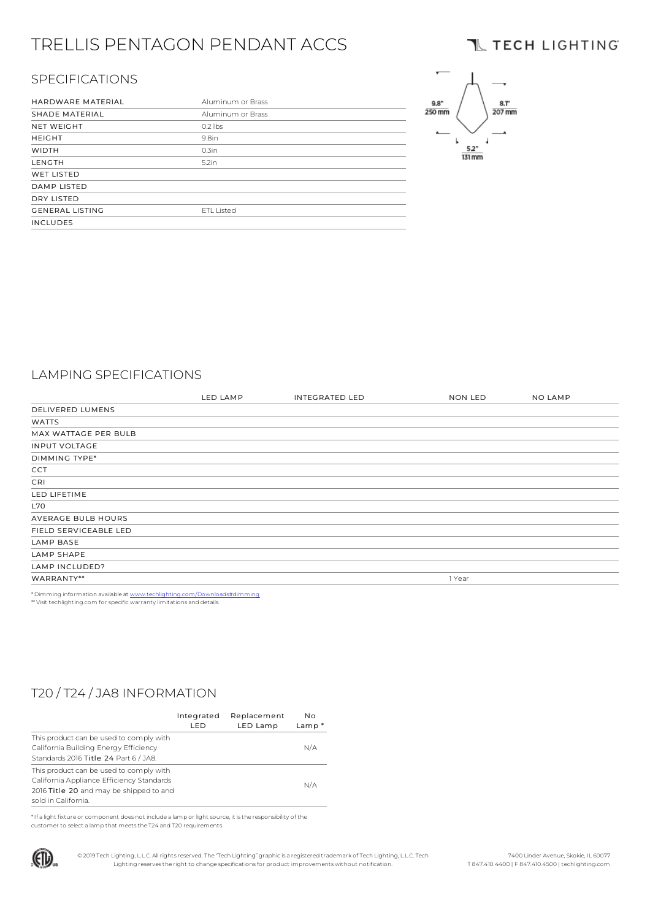# TRELLIS PENTAGON PENDANT ACCS

TECH LIGHTING

## SPECIFICATIONS

| | |
|---|---|
| HARDWARE MATERIAL | Aluminum or Brass |
| SHADE MATERIAL | Aluminum or Brass |
| NET WEIGHT | 0.2 lbs |
| HEIGHT | 9.8in |
| WIDTH | 0.3in |
| LENGTH | 5.2in |
| WET LISTED | |
| DAMP LISTED | |
| DRY LISTED | |
| GENERAL LISTING | ETL Listed |
| INCLUDES | |

9.8"
250 mm

8.1"
207 mm

5.2"
131 mm

## LAMPING SPECIFICATIONS

| | LED LAMP | INTEGRATED LED | NON LED | NO LAMP |
|---|---|---|---|---|
| DELIVERED LUMENS | | | | |
| WATTS | | | | |
| MAX WATTAGE PER BULB | | | | |
| INPUT VOLTAGE | | | | |
| DIMMING TYPE* | | | | |
| CCT | | | | |
| CRI | | | | |
| LED LIFETIME | | | | |
| L70 | | | | |
| AVERAGE BULB HOURS | | | | |
| FIELD SERVICEABLE LED | | | | |
| LAMP BASE | | | | |
| LAMP SHAPE | | | | |
| LAMP INCLUDED? | | | | |
| WARRANTY** | | | 1 Year | |

\* Dimming information available at www.techlighting.com/Downloads#dimming
** Visit techlighting.com for specific warranty limitations and details.

## T20 / T24 / JA8 INFORMATION

| | Integrated LED | Replacement LED Lamp | No Lamp * |
|---|---|---|---|
| This product can be used to comply with California Building Energy Efficiency Standards 2016 Title 24 Part 6 / JA8. | | | N/A |
| This product can be used to comply with California Appliance Efficiency Standards 2016 Title 20 and may be shipped to and sold in California. | | | N/A |

\* If a light fixture or component does not include a lamp or light source, it is the responsibility of the customer to select a lamp that meets the T24 and T20 requirements.

© 2019 Tech Lighting, L.L.C. All rights reserved. The "Tech Lighting" graphic is a registered trademark of Tech Lighting, L.L.C. Tech Lighting reserves the right to change specifications for product improvements without notification.

7400 Linder Avenue, Skokie, IL 60077
T 847.410.4400 | F 847.410.4500 | techlighting.com